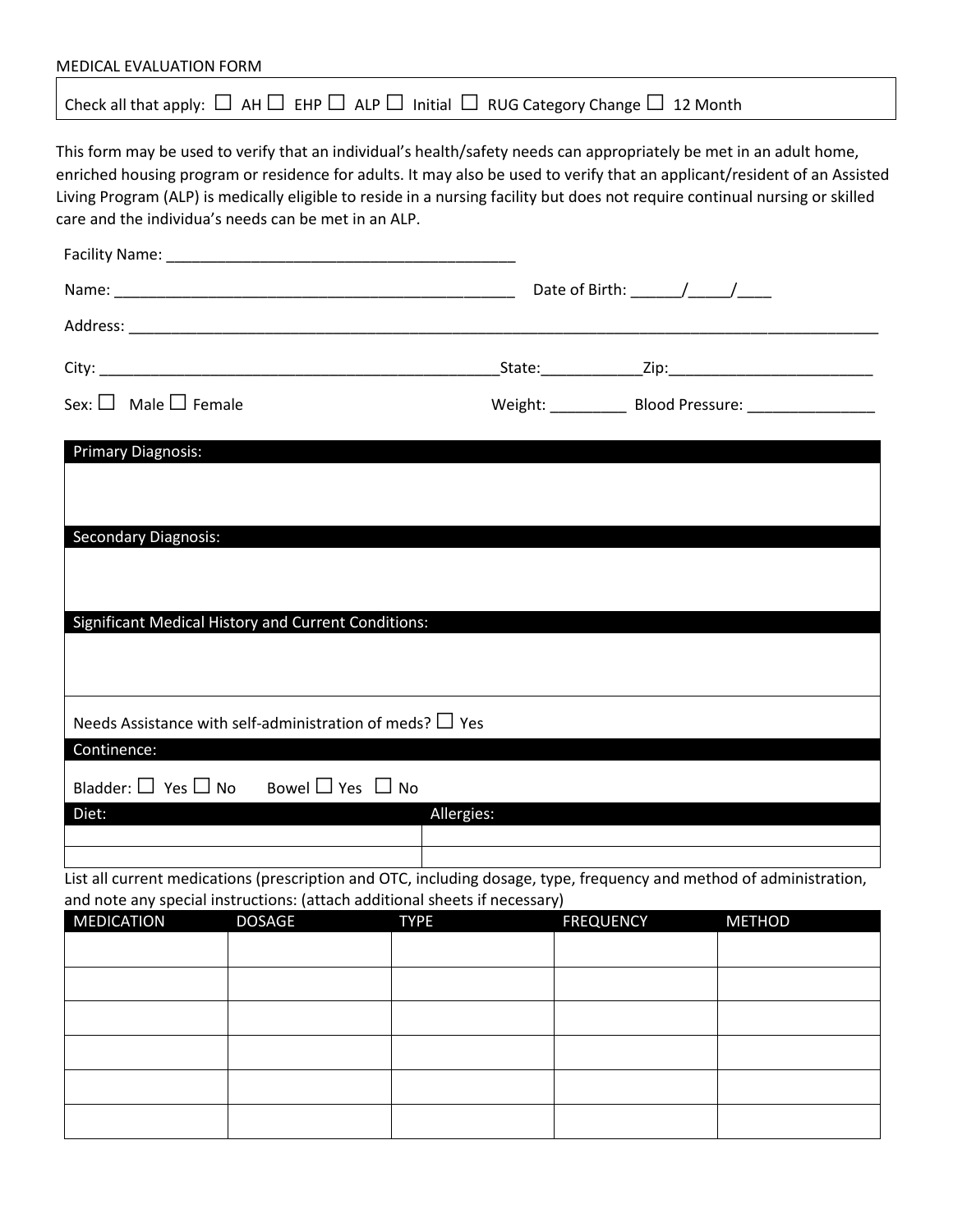MEDICAL EVALUATION FORM

Check all that apply: ☐ AH ☐ EHP ☐ ALP ☐ Initial ☐ RUG Category Change ☐ 12 Month

This form may be used to verify that an individual's health/safety needs can appropriately be met in an adult home, enriched housing program or residence for adults. It may also be used to verify that an applicant/resident of an Assisted Living Program (ALP) is medically eligible to reside in a nursing facility but does not require continual nursing or skilled care and the individua's needs can be met in an ALP.

Facility Name: ________________________________________

Name: ______________________________________________ Date of Birth: ______/_____/____

Address: ______________________________________________________________________________________

City: _______________________________________________State:___________Zip:________________________

Sex: ☐ Male ☐ Female Weight: _________ Blood Pressure: _______________

**Primary Diagnosis:**

**Secondary Diagnosis:**

**Significant Medical History and Current Conditions:**

Needs Assistance with self-administration of meds? ☐ Yes

**Continence:**

Bladder: ☐ Yes ☐ No Bowel ☐ Yes ☐ No

| Diet: | Allergies: |
|---|---|
| | |
| | |

List all current medications (prescription and OTC, including dosage, type, frequency and method of administration, and note any special instructions: (attach additional sheets if necessary)

| MEDICATION | DOSAGE | TYPE | FREQUENCY | METHOD |
|---|---|---|---|---|
| | | | | |
| | | | | |
| | | | | |
| | | | | |
| | | | | |
| | | | | |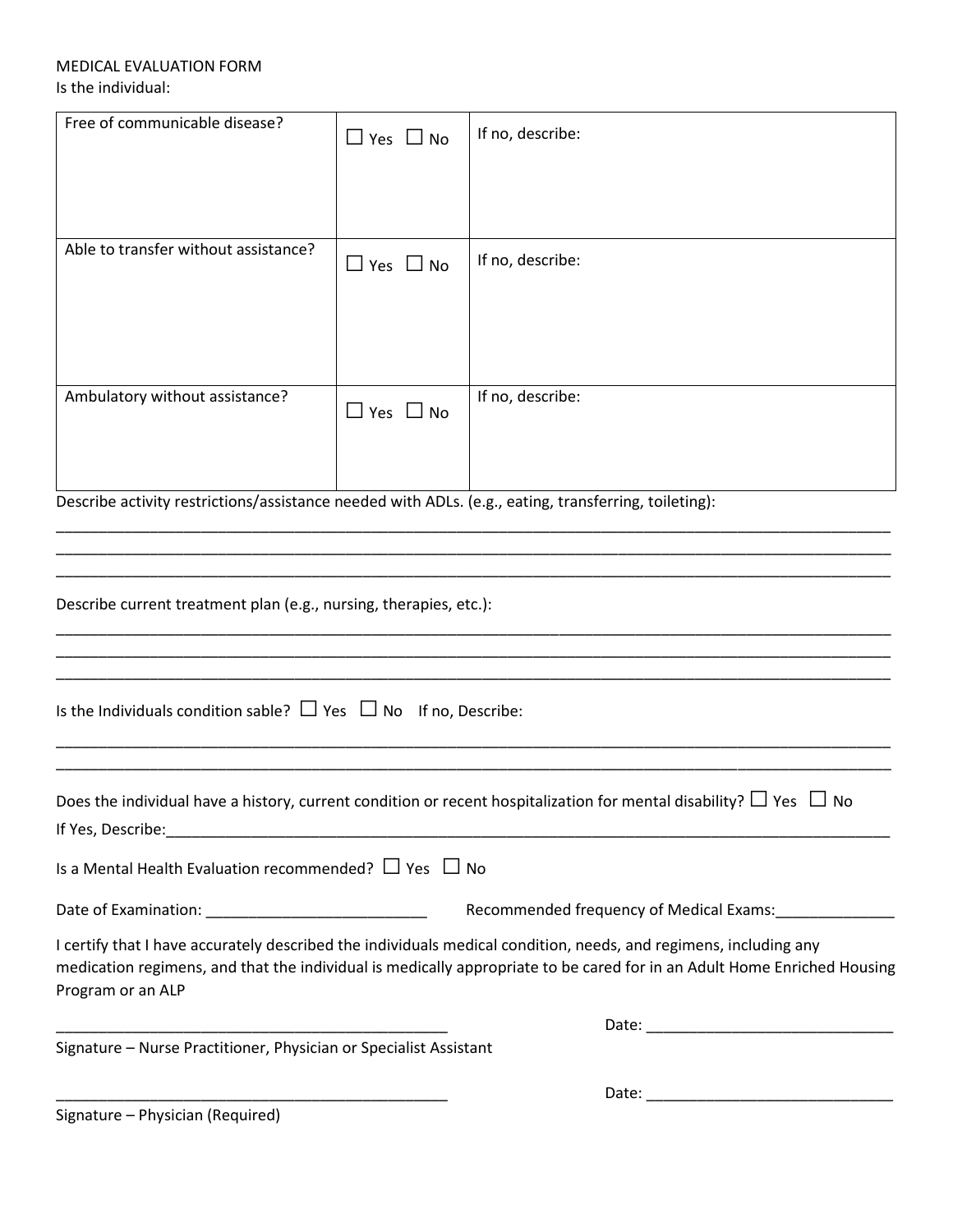MEDICAL EVALUATION FORM

Is the individual:

| | | |
|---|---|---|
| Free of communicable disease? | ☐ Yes ☐ No | If no, describe: |
| Able to transfer without assistance? | ☐ Yes ☐ No | If no, describe: |
| Ambulatory without assistance? | ☐ Yes ☐ No | If no, describe: |

Describe activity restrictions/assistance needed with ADLs. (e.g., eating, transferring, toileting):

____________________________________________________________________________________________________

____________________________________________________________________________________________________

____________________________________________________________________________________________________

Describe current treatment plan (e.g., nursing, therapies, etc.):

____________________________________________________________________________________________________

____________________________________________________________________________________________________

____________________________________________________________________________________________________

Is the Individuals condition sable? ☐ Yes ☐ No If no, Describe:

____________________________________________________________________________________________________

____________________________________________________________________________________________________

Does the individual have a history, current condition or recent hospitalization for mental disability? ☐ Yes ☐ No

If Yes, Describe:___________________________________________________________________________________

Is a Mental Health Evaluation recommended? ☐ Yes ☐ No

Date of Examination: __________________________ Recommended frequency of Medical Exams:______________

I certify that I have accurately described the individuals medical condition, needs, and regimens, including any medication regimens, and that the individual is medically appropriate to be cared for in an Adult Home Enriched Housing Program or an ALP

_______________________________________________ Date: _____________________________

Signature – Nurse Practitioner, Physician or Specialist Assistant

_______________________________________________ Date: _____________________________

Signature – Physician (Required)